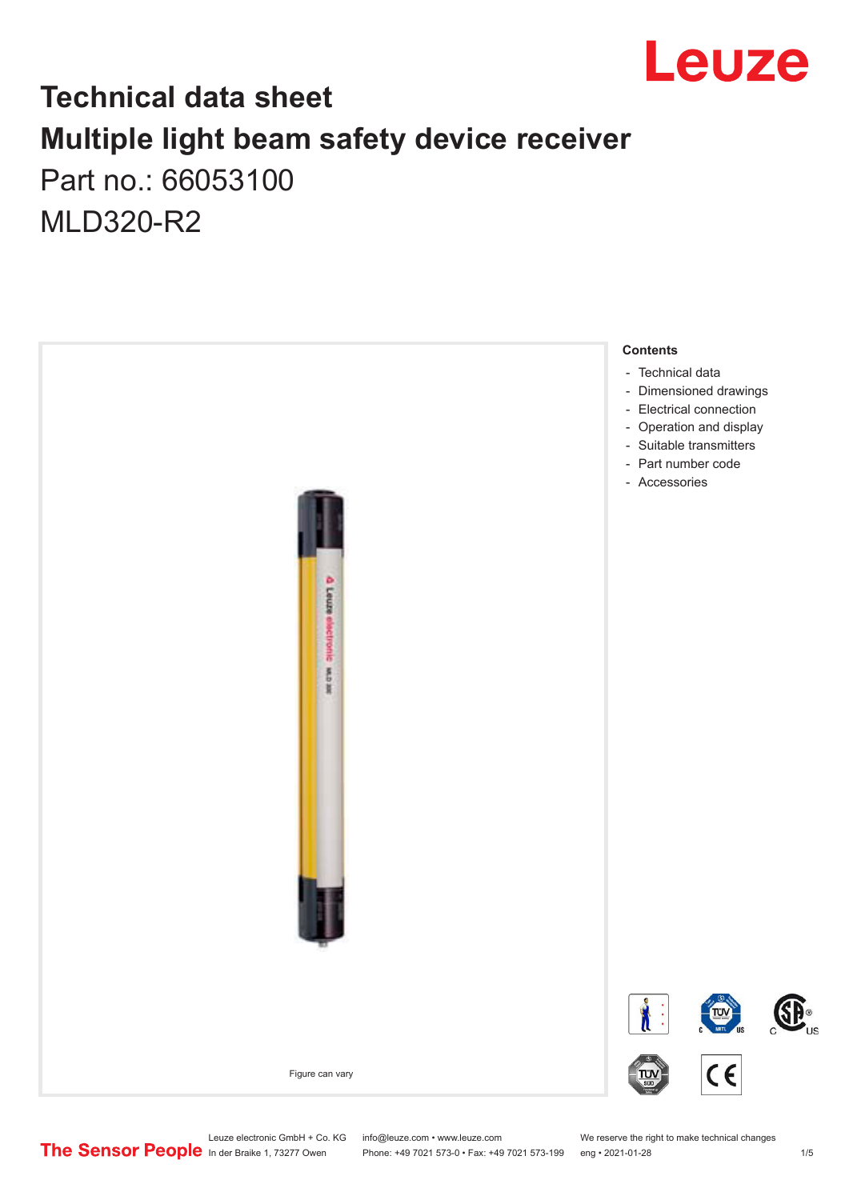# Technical data sheet

# Multiple light beam safety device receiver

Part no.: 66053100

MLD320-R2

Figure can vary

**Contents**

- Technical data
- Dimensioned drawings
- Electrical connection
- Operation and display
- Suitable transmitters
- Part number code
- Accessories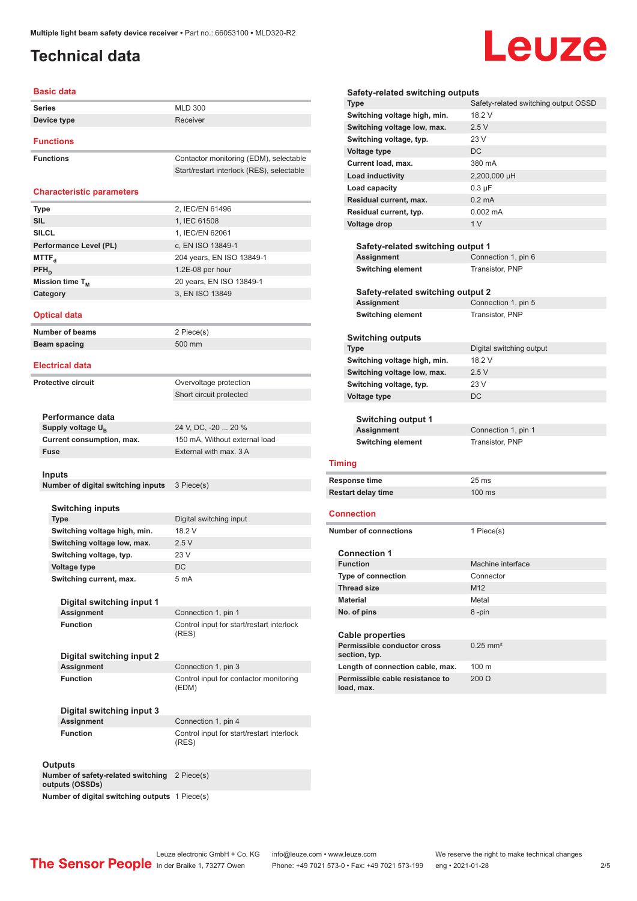# Technical data

## Basic data

| | |
|---|---|
| **Series** | MLD 300 |
| **Device type** | Receiver |

## Functions

| | |
|---|---|
| **Functions** | Contactor monitoring (EDM), selectable |
| | Start/restart interlock (RES), selectable |

## Characteristic parameters

| | |
|---|---|
| **Type** | 2, IEC/EN 61496 |
| **SIL** | 1, IEC 61508 |
| **SILCL** | 1, IEC/EN 62061 |
| **Performance Level (PL)** | c, EN ISO 13849-1 |
| **$MTTF_d$** | 204 years, EN ISO 13849-1 |
| **$PFH_D$** | 1.2E-08 per hour |
| **Mission time $T_M$** | 20 years, EN ISO 13849-1 |
| **Category** | 3, EN ISO 13849 |

## Optical data

| | |
|---|---|
| **Number of beams** | 2 Piece(s) |
| **Beam spacing** | 500 mm |

## Electrical data

| | |
|---|---|
| **Protective circuit** | Overvoltage protection |
| | Short circuit protected |

### Performance data

| | |
|---|---|
| **Supply voltage $U_B$** | 24 V, DC, -20 ... 20 % |
| **Current consumption, max.** | 150 mA, Without external load |
| **Fuse** | External with max. 3 A |

### Inputs

| | |
|---|---|
| **Number of digital switching inputs** | 3 Piece(s) |

#### Switching inputs

| | |
|---|---|
| **Type** | Digital switching input |
| **Switching voltage high, min.** | 18.2 V |
| **Switching voltage low, max.** | 2.5 V |
| **Switching voltage, typ.** | 23 V |
| **Voltage type** | DC |
| **Switching current, max.** | 5 mA |

##### Digital switching input 1

| | |
|---|---|
| **Assignment** | Connection 1, pin 1 |
| **Function** | Control input for start/restart interlock (RES) |

##### Digital switching input 2

| | |
|---|---|
| **Assignment** | Connection 1, pin 3 |
| **Function** | Control input for contactor monitoring (EDM) |

##### Digital switching input 3

| | |
|---|---|
| **Assignment** | Connection 1, pin 4 |
| **Function** | Control input for start/restart interlock (RES) |

### Outputs

| | |
|---|---|
| **Number of safety-related switching outputs (OSSDs)** | 2 Piece(s) |
| **Number of digital switching outputs** | 1 Piece(s) |

#### Safety-related switching outputs

| | |
|---|---|
| **Type** | Safety-related switching output OSSD |
| **Switching voltage high, min.** | 18.2 V |
| **Switching voltage low, max.** | 2.5 V |
| **Switching voltage, typ.** | 23 V |
| **Voltage type** | DC |
| **Current load, max.** | 380 mA |
| **Load inductivity** | 2,200,000 µH |
| **Load capacity** | 0.3 µF |
| **Residual current, max.** | 0.2 mA |
| **Residual current, typ.** | 0.002 mA |
| **Voltage drop** | 1 V |

##### Safety-related switching output 1

| | |
|---|---|
| **Assignment** | Connection 1, pin 6 |
| **Switching element** | Transistor, PNP |

##### Safety-related switching output 2

| | |
|---|---|
| **Assignment** | Connection 1, pin 5 |
| **Switching element** | Transistor, PNP |

#### Switching outputs

| | |
|---|---|
| **Type** | Digital switching output |
| **Switching voltage high, min.** | 18.2 V |
| **Switching voltage low, max.** | 2.5 V |
| **Switching voltage, typ.** | 23 V |
| **Voltage type** | DC |

##### Switching output 1

| | |
|---|---|
| **Assignment** | Connection 1, pin 1 |
| **Switching element** | Transistor, PNP |

## Timing

| | |
|---|---|
| **Response time** | 25 ms |
| **Restart delay time** | 100 ms |

## Connection

| | |
|---|---|
| **Number of connections** | 1 Piece(s) |

### Connection 1

| | |
|---|---|
| **Function** | Machine interface |
| **Type of connection** | Connector |
| **Thread size** | M12 |
| **Material** | Metal |
| **No. of pins** | 8 -pin |

### Cable properties

| | |
|---|---|
| **Permissible conductor cross section, typ.** | 0.25 mm² |
| **Length of connection cable, max.** | 100 m |
| **Permissible cable resistance to load, max.** | 200 Ω |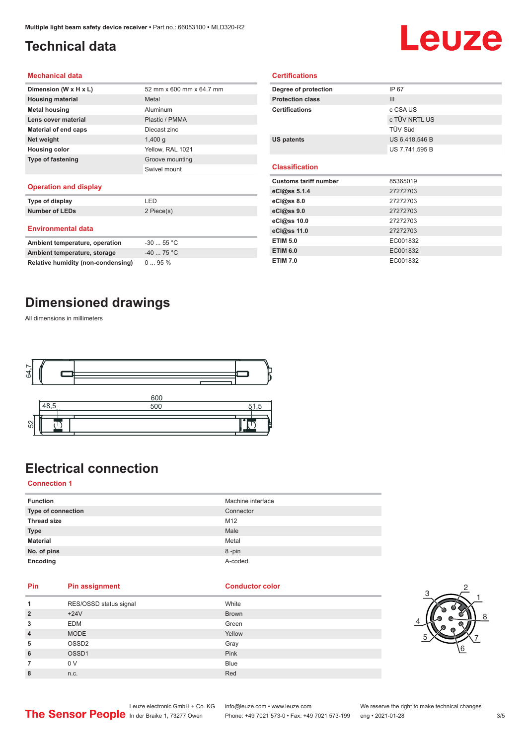# Technical data

## Mechanical data

| | |
|---|---|
| **Dimension (W x H x L)** | 52 mm x 600 mm x 64.7 mm |
| **Housing material** | Metal |
| **Metal housing** | Aluminum |
| **Lens cover material** | Plastic / PMMA |
| **Material of end caps** | Diecast zinc |
| **Net weight** | 1,400 g |
| **Housing color** | Yellow, RAL 1021 |
| **Type of fastening** | Groove mounting |
| | Swivel mount |

## Operation and display

| | |
|---|---|
| **Type of display** | LED |
| **Number of LEDs** | 2 Piece(s) |

## Environmental data

| | |
|---|---|
| **Ambient temperature, operation** | -30 ... 55 °C |
| **Ambient temperature, storage** | -40 ... 75 °C |
| **Relative humidity (non-condensing)** | 0 ... 95 % |

## Certifications

| | |
|---|---|
| **Degree of protection** | IP 67 |
| **Protection class** | III |
| **Certifications** | c CSA US |
| | c TÜV NRTL US |
| | TÜV Süd |
| **US patents** | US 6,418,546 B |
| | US 7,741,595 B |

## Classification

| | |
|---|---|
| **Customs tariff number** | 85365019 |
| **eCl@ss 5.1.4** | 27272703 |
| **eCl@ss 8.0** | 27272703 |
| **eCl@ss 9.0** | 27272703 |
| **eCl@ss 10.0** | 27272703 |
| **eCl@ss 11.0** | 27272703 |
| **ETIM 5.0** | EC001832 |
| **ETIM 6.0** | EC001832 |
| **ETIM 7.0** | EC001832 |

# Dimensioned drawings

All dimensions in millimeters

# Electrical connection

## Connection 1

| | |
|---|---|
| **Function** | Machine interface |
| **Type of connection** | Connector |
| **Thread size** | M12 |
| **Type** | Male |
| **Material** | Metal |
| **No. of pins** | 8 -pin |
| **Encoding** | A-coded |

| Pin | Pin assignment | Conductor color |
|---|---|---|
| **1** | RES/OSSD status signal | White |
| **2** | +24V | Brown |
| **3** | EDM | Green |
| **4** | MODE | Yellow |
| **5** | OSSD2 | Gray |
| **6** | OSSD1 | Pink |
| **7** | 0 V | Blue |
| **8** | n.c. | Red |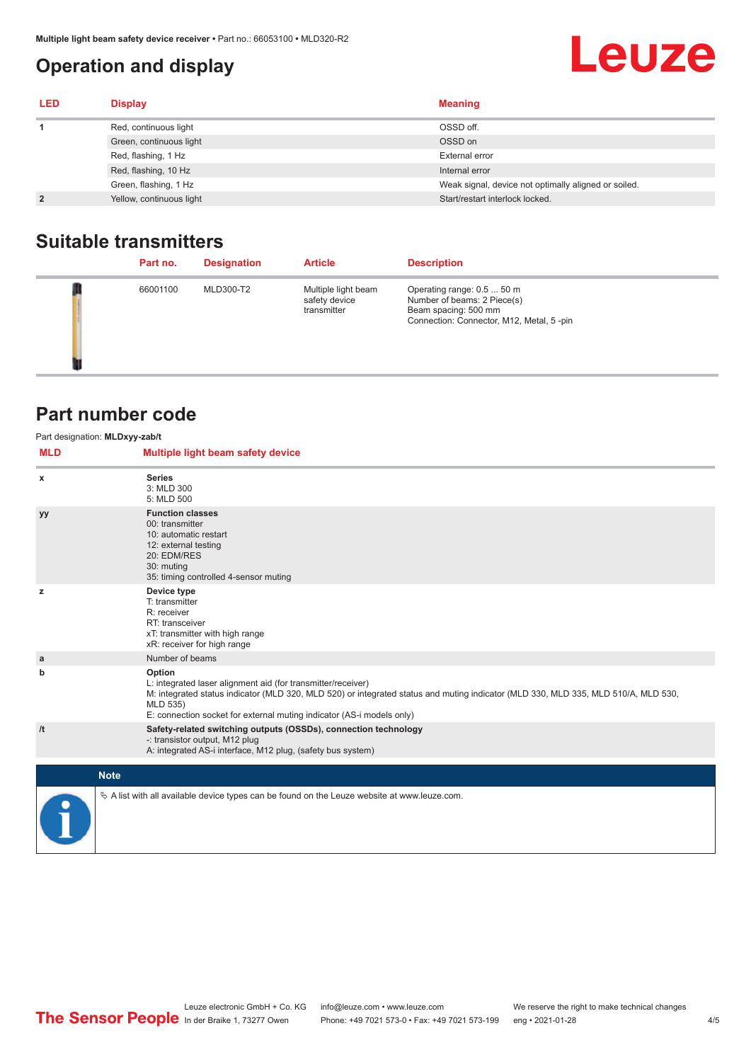## Operation and display

| LED | Display | Meaning |
| --- | --- | --- |
| 1 | Red, continuous light | OSSD off. |
| | Green, continuous light | OSSD on |
| | Red, flashing, 1 Hz | External error |
| | Red, flashing, 10 Hz | Internal error |
| | Green, flashing, 1 Hz | Weak signal, device not optimally aligned or soiled. |
| 2 | Yellow, continuous light | Start/restart interlock locked. |

## Suitable transmitters

| | Part no. | Designation | Article | Description |
| --- | --- | --- | --- | --- |
| | 66001100 | MLD300-T2 | Multiple light beam safety device transmitter | Operating range: 0.5 ... 50 m<br>Number of beams: 2 Piece(s)<br>Beam spacing: 500 mm<br>Connection: Connector, M12, Metal, 5 -pin |

## Part number code

Part designation: **MLDxyy-zab/t**

| MLD | Multiple light beam safety device |
| --- | --- |
| x | **Series**<br>3: MLD 300<br>5: MLD 500 |
| yy | **Function classes**<br>00: transmitter<br>10: automatic restart<br>12: external testing<br>20: EDM/RES<br>30: muting<br>35: timing controlled 4-sensor muting |
| z | **Device type**<br>T: transmitter<br>R: receiver<br>RT: transceiver<br>xT: transmitter with high range<br>xR: receiver for high range |
| a | Number of beams |
| b | **Option**<br>L: integrated laser alignment aid (for transmitter/receiver)<br>M: integrated status indicator (MLD 320, MLD 520) or integrated status and muting indicator (MLD 330, MLD 335, MLD 510/A, MLD 530, MLD 535)<br>E: connection socket for external muting indicator (AS-i models only) |
| /t | **Safety-related switching outputs (OSSDs), connection technology**<br>-: transistor output, M12 plug<br>A: integrated AS-i interface, M12 plug, (safety bus system) |

**Note**

✎ A list with all available device types can be found on the Leuze website at www.leuze.com.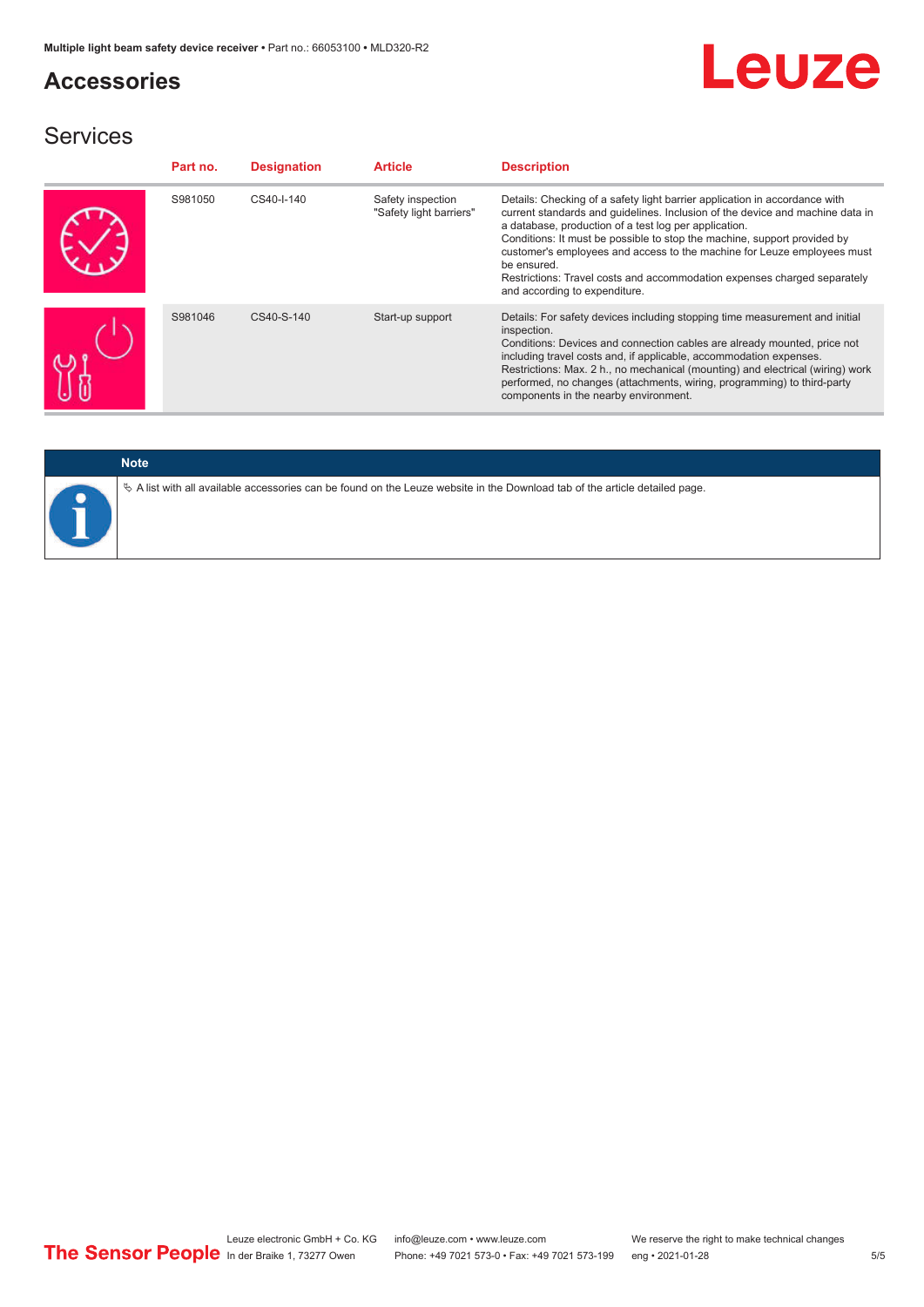## Accessories

### Services

| | Part no. | Designation | Article | Description |
|---|---|---|---|---|
| | S981050 | CS40-I-140 | Safety inspection "Safety light barriers" | Details: Checking of a safety light barrier application in accordance with current standards and guidelines. Inclusion of the device and machine data in a database, production of a test log per application.<br>Conditions: It must be possible to stop the machine, support provided by customer's employees and access to the machine for Leuze employees must be ensured.<br>Restrictions: Travel costs and accommodation expenses charged separately and according to expenditure. |
| | S981046 | CS40-S-140 | Start-up support | Details: For safety devices including stopping time measurement and initial inspection.<br>Conditions: Devices and connection cables are already mounted, price not including travel costs and, if applicable, accommodation expenses.<br>Restrictions: Max. 2 h., no mechanical (mounting) and electrical (wiring) work performed, no changes (attachments, wiring, programming) to third-party components in the nearby environment. |

**Note**

↳ A list with all available accessories can be found on the Leuze website in the Download tab of the article detailed page.